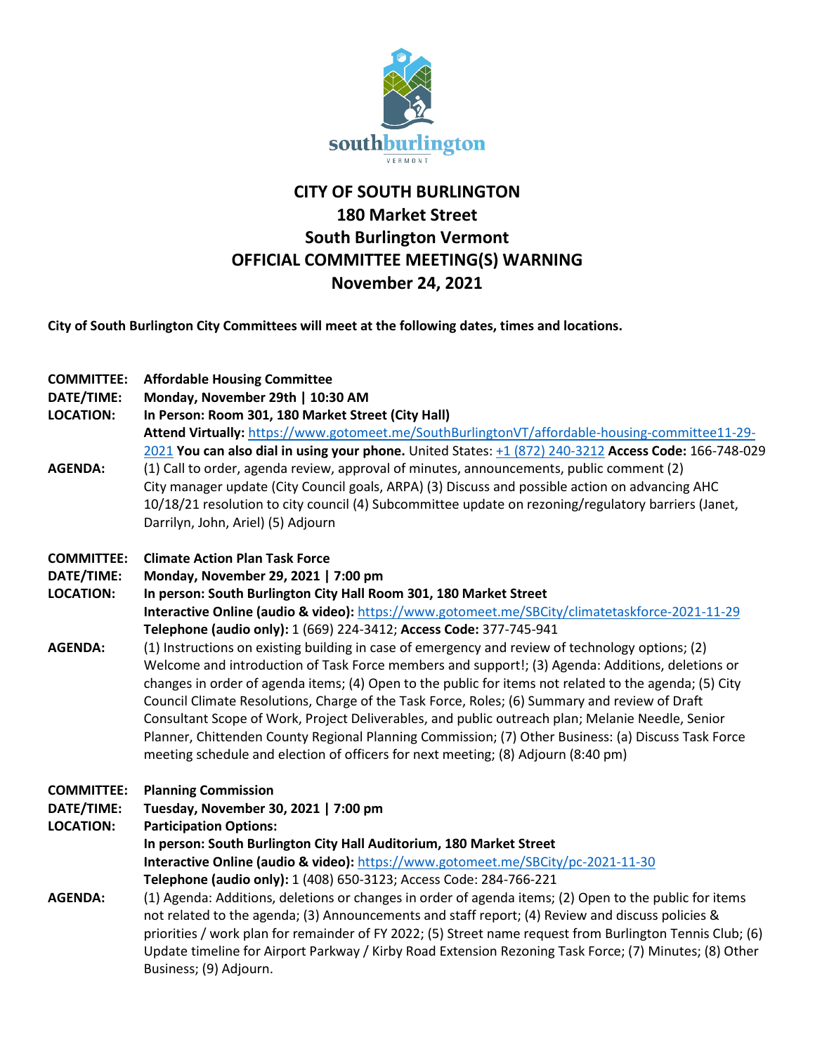# CITY OF SOUTH BURLINGTON
# 180 Market Street
# South Burlington Vermont
# OFFICIAL COMMITTEE MEETING(S) WARNING
# November 24, 2021

**City of South Burlington City Committees will meet at the following dates, times and locations.**

**COMMITTEE:** **Affordable Housing Committee**
**DATE/TIME:** **Monday, November 29th | 10:30 AM**
**LOCATION:** **In Person: Room 301, 180 Market Street (City Hall)**
**Attend Virtually:** https://www.gotomeet.me/SouthBurlingtonVT/affordable-housing-committee11-29-2021 **You can also dial in using your phone.** United States: +1 (872) 240-3212 **Access Code:** 166-748-029
**AGENDA:** (1) Call to order, agenda review, approval of minutes, announcements, public comment (2) City manager update (City Council goals, ARPA) (3) Discuss and possible action on advancing AHC 10/18/21 resolution to city council (4) Subcommittee update on rezoning/regulatory barriers (Janet, Darrilyn, John, Ariel) (5) Adjourn

**COMMITTEE:** **Climate Action Plan Task Force**
**DATE/TIME:** **Monday, November 29, 2021 | 7:00 pm**
**LOCATION:** **In person: South Burlington City Hall Room 301, 180 Market Street**
**Interactive Online (audio & video):** https://www.gotomeet.me/SBCity/climatetaskforce-2021-11-29
**Telephone (audio only):** 1 (669) 224-3412; **Access Code:** 377-745-941
**AGENDA:** (1) Instructions on existing building in case of emergency and review of technology options; (2) Welcome and introduction of Task Force members and support!; (3) Agenda: Additions, deletions or changes in order of agenda items; (4) Open to the public for items not related to the agenda; (5) City Council Climate Resolutions, Charge of the Task Force, Roles; (6) Summary and review of Draft Consultant Scope of Work, Project Deliverables, and public outreach plan; Melanie Needle, Senior Planner, Chittenden County Regional Planning Commission; (7) Other Business: (a) Discuss Task Force meeting schedule and election of officers for next meeting; (8) Adjourn (8:40 pm)

**COMMITTEE:** **Planning Commission**
**DATE/TIME:** **Tuesday, November 30, 2021 | 7:00 pm**
**LOCATION:** **Participation Options:**
**In person: South Burlington City Hall Auditorium, 180 Market Street**
**Interactive Online (audio & video):** https://www.gotomeet.me/SBCity/pc-2021-11-30
**Telephone (audio only):** 1 (408) 650-3123; Access Code: 284-766-221
**AGENDA:** (1) Agenda: Additions, deletions or changes in order of agenda items; (2) Open to the public for items not related to the agenda; (3) Announcements and staff report; (4) Review and discuss policies & priorities / work plan for remainder of FY 2022; (5) Street name request from Burlington Tennis Club; (6) Update timeline for Airport Parkway / Kirby Road Extension Rezoning Task Force; (7) Minutes; (8) Other Business; (9) Adjourn.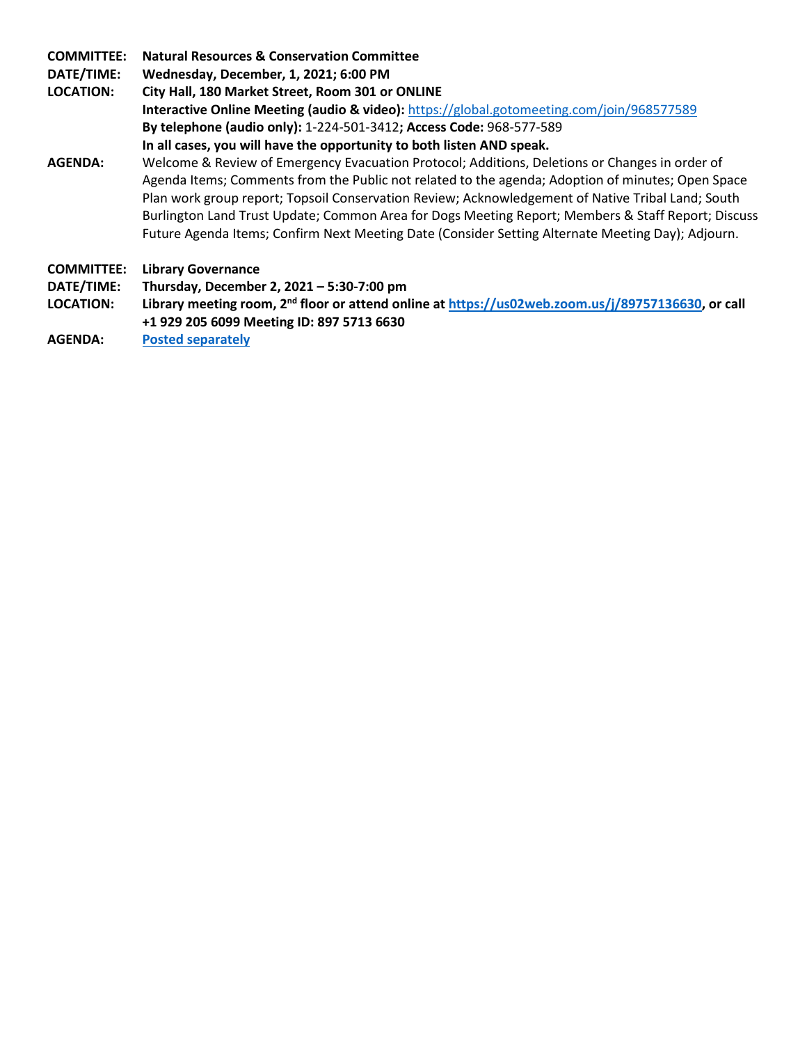**COMMITTEE:** **Natural Resources & Conservation Committee**
**DATE/TIME:** **Wednesday, December, 1, 2021; 6:00 PM**
**LOCATION:** **City Hall, 180 Market Street, Room 301 or ONLINE**
**Interactive Online Meeting (audio & video):** [https://global.gotomeeting.com/join/968577589](https://global.gotomeeting.com/join/968577589)
**By telephone (audio only):** 1-224-501-3412**; Access Code:** 968-577-589
**In all cases, you will have the opportunity to both listen AND speak.**
**AGENDA:** Welcome & Review of Emergency Evacuation Protocol; Additions, Deletions or Changes in order of Agenda Items; Comments from the Public not related to the agenda; Adoption of minutes; Open Space Plan work group report; Topsoil Conservation Review; Acknowledgement of Native Tribal Land; South Burlington Land Trust Update; Common Area for Dogs Meeting Report; Members & Staff Report; Discuss Future Agenda Items; Confirm Next Meeting Date (Consider Setting Alternate Meeting Day); Adjourn.

**COMMITTEE:** **Library Governance**
**DATE/TIME:** **Thursday, December 2, 2021 – 5:30-7:00 pm**
**LOCATION:** **Library meeting room, 2nd floor or attend online at [https://us02web.zoom.us/j/89757136630](https://us02web.zoom.us/j/89757136630), or call +1 929 205 6099 Meeting ID: 897 5713 6630**
**AGENDA:** **Posted separately**